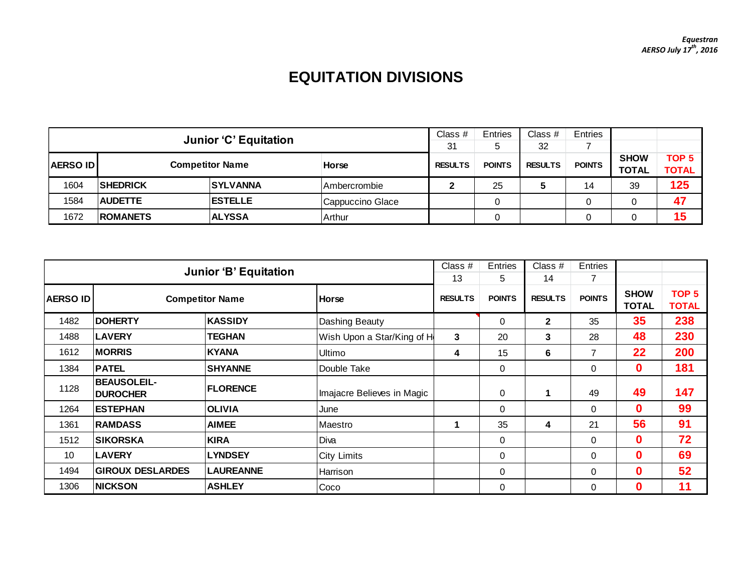*Equestran*
*AERSO July 17th, 2016*

# EQUITATION DIVISIONS

| Junior 'C' Equitation | | | | Class # 31 | Entries 5 | Class # 32 | Entries 7 | | |
|---|---|---|---|---|---|---|---|---|---|
| AERSO ID | Competitor Name | | Horse | RESULTS | POINTS | RESULTS | POINTS | SHOW TOTAL | TOP 5 TOTAL |
| 1604 | SHEDRICK | SYLVANNA | Ambercrombie | 2 | 25 | 5 | 14 | 39 | 125 |
| 1584 | AUDETTE | ESTELLE | Cappuccino Glace | | 0 | | 0 | 0 | 47 |
| 1672 | ROMANETS | ALYSSA | Arthur | | 0 | | 0 | 0 | 15 |

| Junior 'B' Equitation | | | | Class # 13 | Entries 5 | Class # 14 | Entries 7 | | |
|---|---|---|---|---|---|---|---|---|---|
| AERSO ID | Competitor Name | | Horse | RESULTS | POINTS | RESULTS | POINTS | SHOW TOTAL | TOP 5 TOTAL |
| 1482 | DOHERTY | KASSIDY | Dashing Beauty | | 0 | 2 | 35 | 35 | 238 |
| 1488 | LAVERY | TEGHAN | Wish Upon a Star/King of H | 3 | 20 | 3 | 28 | 48 | 230 |
| 1612 | MORRIS | KYANA | Ultimo | 4 | 15 | 6 | 7 | 22 | 200 |
| 1384 | PATEL | SHYANNE | Double Take | | 0 | | 0 | 0 | 181 |
| 1128 | BEAUSOLEIL-DUROCHER | FLORENCE | Imajacre Believes in Magic | | 0 | 1 | 49 | 49 | 147 |
| 1264 | ESTEPHAN | OLIVIA | June | | 0 | | 0 | 0 | 99 |
| 1361 | RAMDASS | AIMEE | Maestro | 1 | 35 | 4 | 21 | 56 | 91 |
| 1512 | SIKORSKA | KIRA | Diva | | 0 | | 0 | 0 | 72 |
| 10 | LAVERY | LYNDSEY | City Limits | | 0 | | 0 | 0 | 69 |
| 1494 | GIROUX DESLARDES | LAUREANNE | Harrison | | 0 | | 0 | 0 | 52 |
| 1306 | NICKSON | ASHLEY | Coco | | 0 | | 0 | 0 | 11 |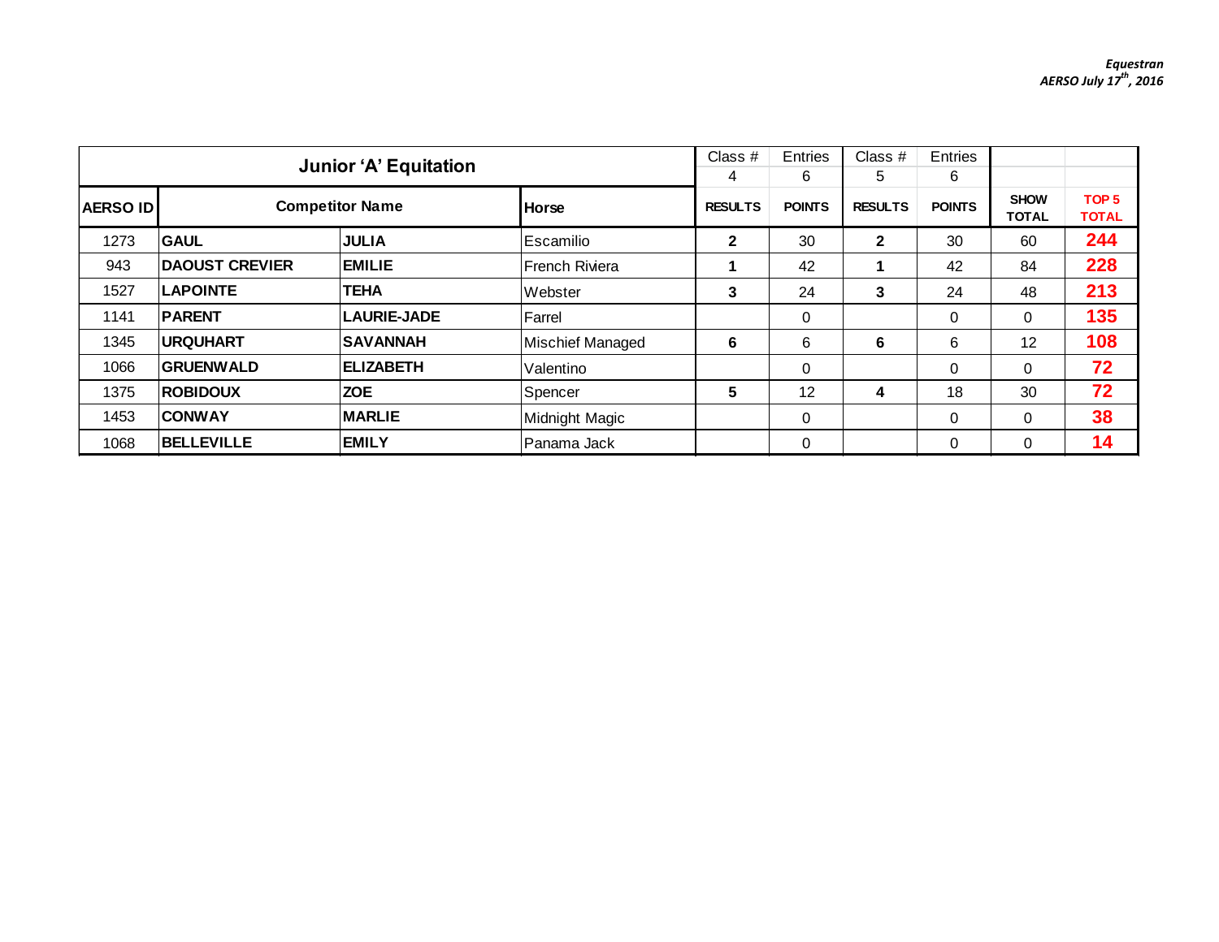*Equestran*
*AERSO July 17th, 2016*

| Junior 'A' Equitation | | | | Class # | Entries | Class # | Entries | | |
|---|---|---|---|---|---|---|---|---|---|
| | | | | 4 | 6 | 5 | 6 | | |
| **AERSO ID** | **Competitor Name** | | **Horse** | **RESULTS** | **POINTS** | **RESULTS** | **POINTS** | **SHOW TOTAL** | **TOP 5 TOTAL** |
| 1273 | **GAUL** | **JULIA** | Escamilio | **2** | 30 | **2** | 30 | 60 | **244** |
| 943 | **DAOUST CREVIER** | **EMILIE** | French Riviera | **1** | 42 | **1** | 42 | 84 | **228** |
| 1527 | **LAPOINTE** | **TEHA** | Webster | **3** | 24 | **3** | 24 | 48 | **213** |
| 1141 | **PARENT** | **LAURIE-JADE** | Farrel | | 0 | | 0 | 0 | **135** |
| 1345 | **URQUHART** | **SAVANNAH** | Mischief Managed | **6** | 6 | **6** | 6 | 12 | **108** |
| 1066 | **GRUENWALD** | **ELIZABETH** | Valentino | | 0 | | 0 | 0 | **72** |
| 1375 | **ROBIDOUX** | **ZOE** | Spencer | **5** | 12 | **4** | 18 | 30 | **72** |
| 1453 | **CONWAY** | **MARLIE** | Midnight Magic | | 0 | | 0 | 0 | **38** |
| 1068 | **BELLEVILLE** | **EMILY** | Panama Jack | | 0 | | 0 | 0 | **14** |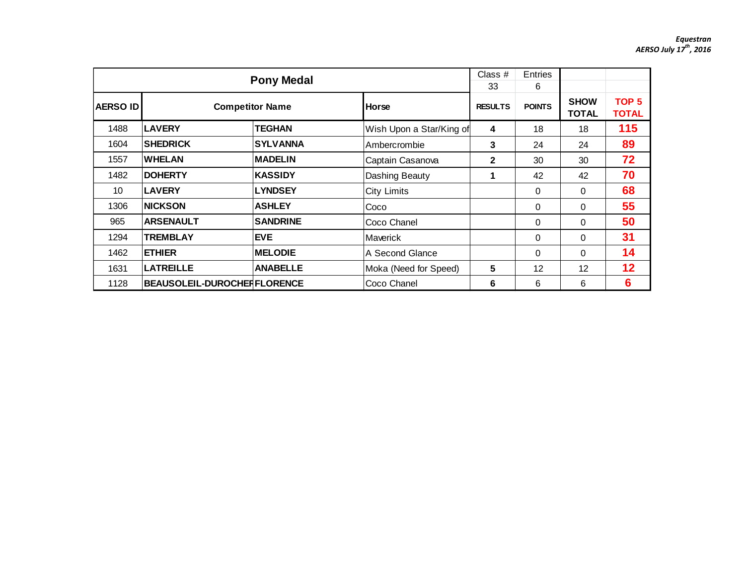*Equestran*
*AERSO July 17th, 2016*

| Pony Medal | | | | Class # 33 | Entries 6 | | |
|---|---|---|---|---|---|---|---|
| **AERSO ID** | **Competitor Name** | | **Horse** | **RESULTS** | **POINTS** | **SHOW TOTAL** | **TOP 5 TOTAL** |
| 1488 | **LAVERY** | **TEGHAN** | Wish Upon a Star/King of | **4** | 18 | 18 | **115** |
| 1604 | **SHEDRICK** | **SYLVANNA** | Ambercrombie | **3** | 24 | 24 | **89** |
| 1557 | **WHELAN** | **MADELIN** | Captain Casanova | **2** | 30 | 30 | **72** |
| 1482 | **DOHERTY** | **KASSIDY** | Dashing Beauty | **1** | 42 | 42 | **70** |
| 10 | **LAVERY** | **LYNDSEY** | City Limits | | 0 | 0 | **68** |
| 1306 | **NICKSON** | **ASHLEY** | Coco | | 0 | 0 | **55** |
| 965 | **ARSENAULT** | **SANDRINE** | Coco Chanel | | 0 | 0 | **50** |
| 1294 | **TREMBLAY** | **EVE** | Maverick | | 0 | 0 | **31** |
| 1462 | **ETHIER** | **MELODIE** | A Second Glance | | 0 | 0 | **14** |
| 1631 | **LATREILLE** | **ANABELLE** | Moka (Need for Speed) | **5** | 12 | 12 | **12** |
| 1128 | **BEAUSOLEIL-DUROCHER** | **FLORENCE** | Coco Chanel | **6** | 6 | 6 | **6** |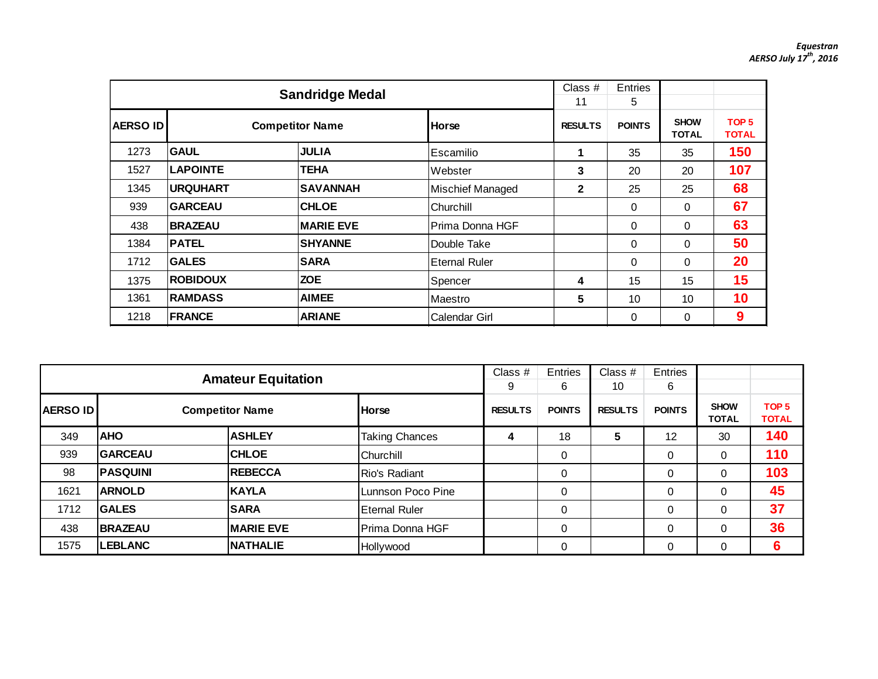*Equestran*
*AERSO July 17th, 2016*

| Sandridge Medal | | | | Class # 11 | Entries 5 | | |
|---|---|---|---|---|---|---|---|
| AERSO ID | Competitor Name | | Horse | RESULTS | POINTS | SHOW TOTAL | TOP 5 TOTAL |
| 1273 | GAUL | JULIA | Escamilio | 1 | 35 | 35 | 150 |
| 1527 | LAPOINTE | TEHA | Webster | 3 | 20 | 20 | 107 |
| 1345 | URQUHART | SAVANNAH | Mischief Managed | 2 | 25 | 25 | 68 |
| 939 | GARCEAU | CHLOE | Churchill | | 0 | 0 | 67 |
| 438 | BRAZEAU | MARIE EVE | Prima Donna HGF | | 0 | 0 | 63 |
| 1384 | PATEL | SHYANNE | Double Take | | 0 | 0 | 50 |
| 1712 | GALES | SARA | Eternal Ruler | | 0 | 0 | 20 |
| 1375 | ROBIDOUX | ZOE | Spencer | 4 | 15 | 15 | 15 |
| 1361 | RAMDASS | AIMEE | Maestro | 5 | 10 | 10 | 10 |
| 1218 | FRANCE | ARIANE | Calendar Girl | | 0 | 0 | 9 |

| Amateur Equitation | | | | Class # 9 | Entries 6 | Class # 10 | Entries 6 | | |
|---|---|---|---|---|---|---|---|---|---|
| AERSO ID | Competitor Name | | Horse | RESULTS | POINTS | RESULTS | POINTS | SHOW TOTAL | TOP 5 TOTAL |
| 349 | AHO | ASHLEY | Taking Chances | 4 | 18 | 5 | 12 | 30 | 140 |
| 939 | GARCEAU | CHLOE | Churchill | | 0 | | 0 | 0 | 110 |
| 98 | PASQUINI | REBECCA | Rio's Radiant | | 0 | | 0 | 0 | 103 |
| 1621 | ARNOLD | KAYLA | Lunnson Poco Pine | | 0 | | 0 | 0 | 45 |
| 1712 | GALES | SARA | Eternal Ruler | | 0 | | 0 | 0 | 37 |
| 438 | BRAZEAU | MARIE EVE | Prima Donna HGF | | 0 | | 0 | 0 | 36 |
| 1575 | LEBLANC | NATHALIE | Hollywood | | 0 | | 0 | 0 | 6 |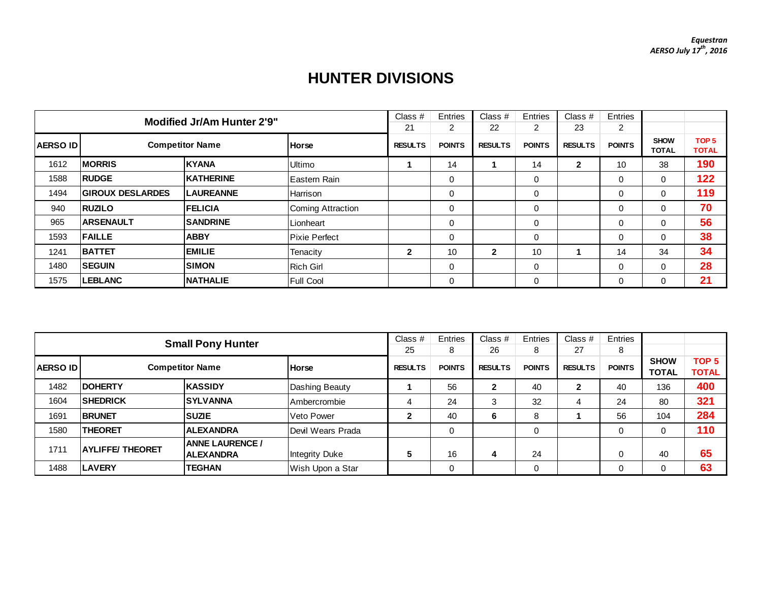*Equestran*
*AERSO July 17th, 2016*

# HUNTER DIVISIONS

| Modified Jr/Am Hunter 2'9" | | | Class # 21 | Entries 2 | Class # 22 | Entries 2 | Class # 23 | Entries 2 | | |
|---|---|---|---|---|---|---|---|---|---|---|
| **AERSO ID** | **Competitor Name** | | **Horse** | **RESULTS** | **POINTS** | **RESULTS** | **POINTS** | **RESULTS** | **POINTS** | **SHOW TOTAL** | **TOP 5 TOTAL** |
| 1612 | **MORRIS** | **KYANA** | Ultimo | **1** | 14 | **1** | 14 | **2** | 10 | 38 | **190** |
| 1588 | **RUDGE** | **KATHERINE** | Eastern Rain | | 0 | | 0 | | 0 | 0 | **122** |
| 1494 | **GIROUX DESLARDES** | **LAUREANNE** | Harrison | | 0 | | 0 | | 0 | 0 | **119** |
| 940 | **RUZILO** | **FELICIA** | Coming Attraction | | 0 | | 0 | | 0 | 0 | **70** |
| 965 | **ARSENAULT** | **SANDRINE** | Lionheart | | 0 | | 0 | | 0 | 0 | **56** |
| 1593 | **FAILLE** | **ABBY** | Pixie Perfect | | 0 | | 0 | | 0 | 0 | **38** |
| 1241 | **BATTET** | **EMILIE** | Tenacity | **2** | 10 | **2** | 10 | **1** | 14 | 34 | **34** |
| 1480 | **SEGUIN** | **SIMON** | Rich Girl | | 0 | | 0 | | 0 | 0 | **28** |
| 1575 | **LEBLANC** | **NATHALIE** | Full Cool | | 0 | | 0 | | 0 | 0 | **21** |

| Small Pony Hunter | | | | Class # 25 | Entries 8 | Class # 26 | Entries 8 | Class # 27 | Entries 8 | | |
|---|---|---|---|---|---|---|---|---|---|---|---|
| **AERSO ID** | **Competitor Name** | | **Horse** | **RESULTS** | **POINTS** | **RESULTS** | **POINTS** | **RESULTS** | **POINTS** | **SHOW TOTAL** | **TOP 5 TOTAL** |
| 1482 | **DOHERTY** | **KASSIDY** | Dashing Beauty | **1** | 56 | **2** | 40 | **2** | 40 | 136 | **400** |
| 1604 | **SHEDRICK** | **SYLVANNA** | Ambercrombie | 4 | 24 | 3 | 32 | 4 | 24 | 80 | **321** |
| 1691 | **BRUNET** | **SUZIE** | Veto Power | **2** | 40 | **6** | 8 | **1** | 56 | 104 | **284** |
| 1580 | **THEORET** | **ALEXANDRA** | Devil Wears Prada | | 0 | | 0 | | 0 | 0 | **110** |
| 1711 | **AYLIFFE/ THEORET** | **ANNE LAURENCE / ALEXANDRA** | Integrity Duke | **5** | 16 | **4** | 24 | | 0 | 40 | **65** |
| 1488 | **LAVERY** | **TEGHAN** | Wish Upon a Star | | 0 | | 0 | | 0 | 0 | **63** |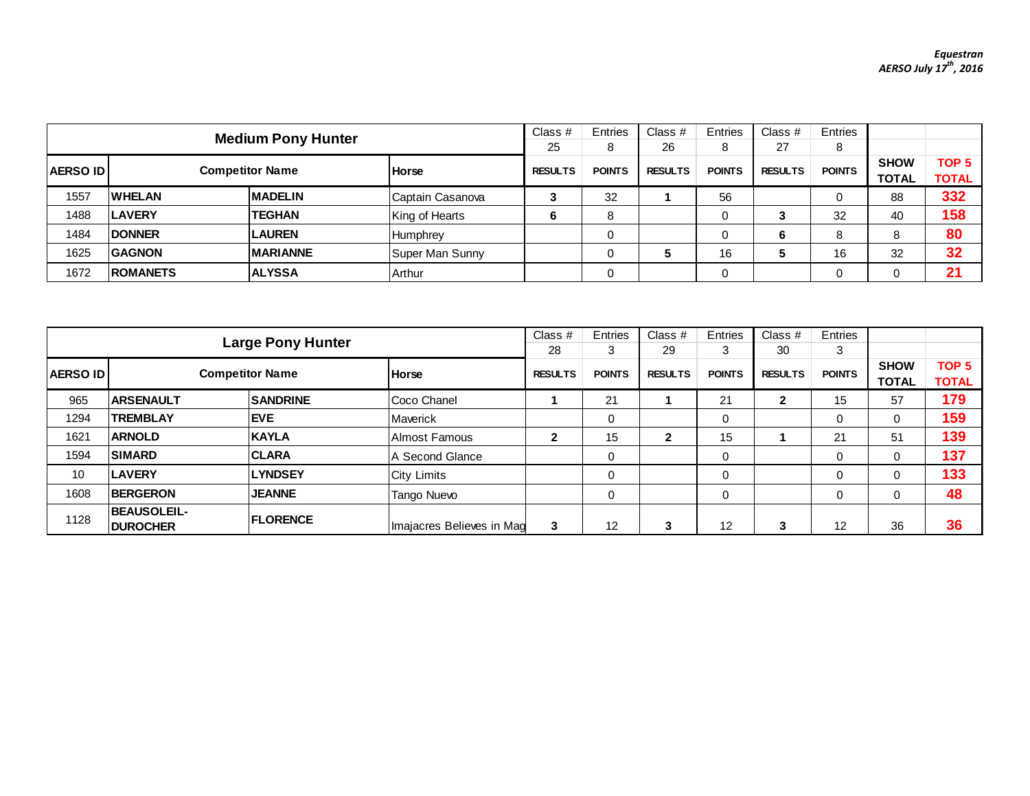*Equestran*
*AERSO July 17th, 2016*

| Medium Pony Hunter | | | | Class # 25 | Entries 8 | Class # 26 | Entries 8 | Class # 27 | Entries 8 | | |
|---|---|---|---|---|---|---|---|---|---|---|---|
| **AERSO ID** | **Competitor Name** | | **Horse** | **RESULTS** | **POINTS** | **RESULTS** | **POINTS** | **RESULTS** | **POINTS** | **SHOW TOTAL** | **TOP 5 TOTAL** |
| 1557 | **WHELAN** | **MADELIN** | Captain Casanova | **3** | 32 | **1** | 56 | | 0 | 88 | **332** |
| 1488 | **LAVERY** | **TEGHAN** | King of Hearts | **6** | 8 | | 0 | **3** | 32 | 40 | **158** |
| 1484 | **DONNER** | **LAUREN** | Humphrey | | 0 | | 0 | **6** | 8 | 8 | **80** |
| 1625 | **GAGNON** | **MARIANNE** | Super Man Sunny | | 0 | **5** | 16 | **5** | 16 | 32 | **32** |
| 1672 | **ROMANETS** | **ALYSSA** | Arthur | | 0 | | 0 | | 0 | 0 | **21** |

| Large Pony Hunter | | | | Class # 28 | Entries 3 | Class # 29 | Entries 3 | Class # 30 | Entries 3 | | |
|---|---|---|---|---|---|---|---|---|---|---|---|
| **AERSO ID** | **Competitor Name** | | **Horse** | **RESULTS** | **POINTS** | **RESULTS** | **POINTS** | **RESULTS** | **POINTS** | **SHOW TOTAL** | **TOP 5 TOTAL** |
| 965 | **ARSENAULT** | **SANDRINE** | Coco Chanel | **1** | 21 | **1** | 21 | **2** | 15 | 57 | **179** |
| 1294 | **TREMBLAY** | **EVE** | Maverick | | 0 | | 0 | | 0 | 0 | **159** |
| 1621 | **ARNOLD** | **KAYLA** | Almost Famous | **2** | 15 | **2** | 15 | **1** | 21 | 51 | **139** |
| 1594 | **SIMARD** | **CLARA** | A Second Glance | | 0 | | 0 | | 0 | 0 | **137** |
| 10 | **LAVERY** | **LYNDSEY** | City Limits | | 0 | | 0 | | 0 | 0 | **133** |
| 1608 | **BERGERON** | **JEANNE** | Tango Nuevo | | 0 | | 0 | | 0 | 0 | **48** |
| 1128 | **BEAUSOLEIL-DUROCHER** | **FLORENCE** | Imajacres Believes in Mag | **3** | 12 | **3** | 12 | **3** | 12 | 36 | **36** |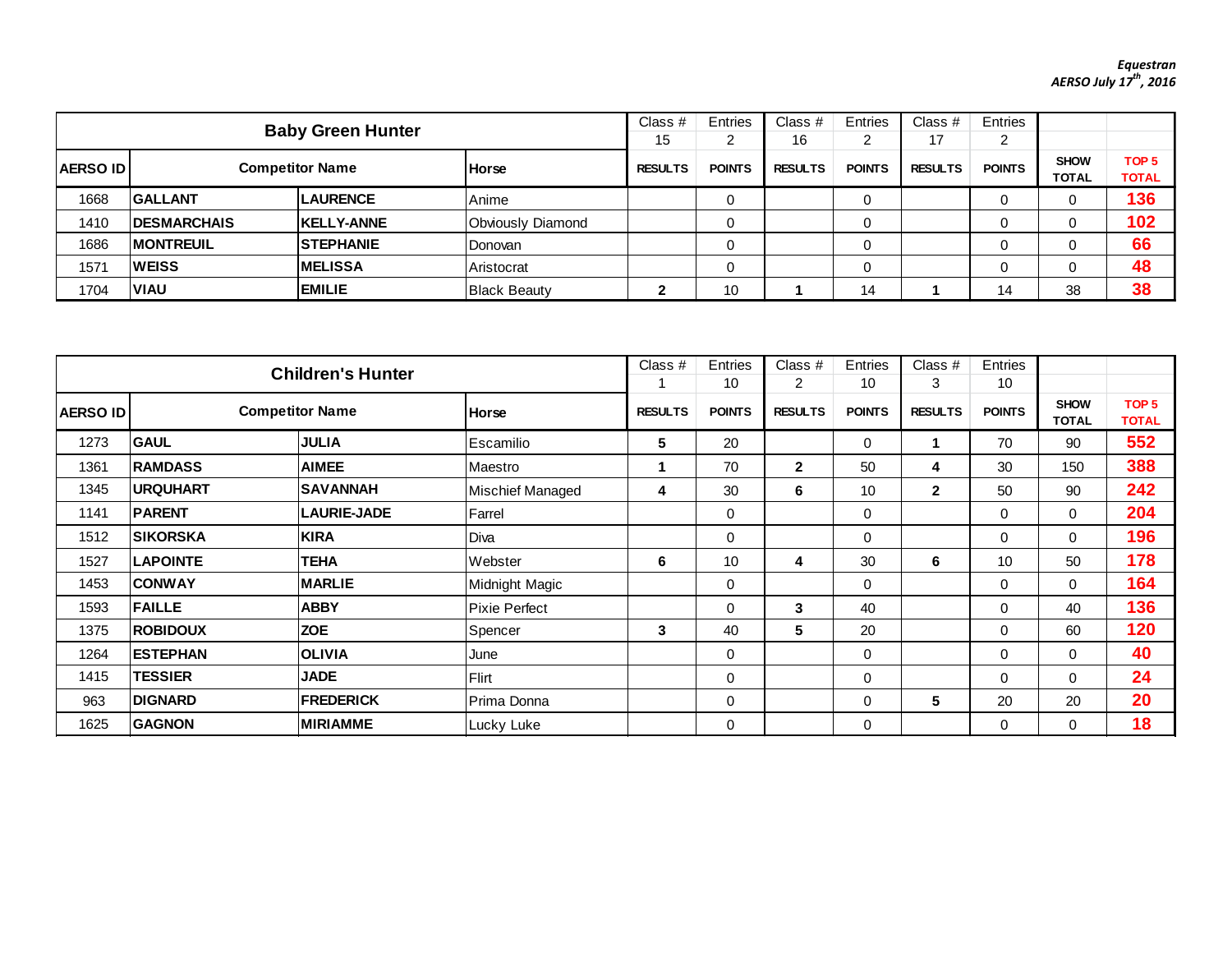*Equestran*
*AERSO July 17th, 2016*

| Baby Green Hunter | | | | Class # 15 | Entries 2 | Class # 16 | Entries 2 | Class # 17 | Entries 2 | | |
|---|---|---|---|---|---|---|---|---|---|---|---|
| AERSO ID | Competitor Name | | Horse | RESULTS | POINTS | RESULTS | POINTS | RESULTS | POINTS | SHOW TOTAL | TOP 5 TOTAL |
| 1668 | GALLANT | LAURENCE | Anime | | 0 | | 0 | | 0 | 0 | 136 |
| 1410 | DESMARCHAIS | KELLY-ANNE | Obviously Diamond | | 0 | | 0 | | 0 | 0 | 102 |
| 1686 | MONTREUIL | STEPHANIE | Donovan | | 0 | | 0 | | 0 | 0 | 66 |
| 1571 | WEISS | MELISSA | Aristocrat | | 0 | | 0 | | 0 | 0 | 48 |
| 1704 | VIAU | EMILIE | Black Beauty | 2 | 10 | 1 | 14 | 1 | 14 | 38 | 38 |

| Children's Hunter | | | | Class # 1 | Entries 10 | Class # 2 | Entries 10 | Class # 3 | Entries 10 | | |
|---|---|---|---|---|---|---|---|---|---|---|---|
| AERSO ID | Competitor Name | | Horse | RESULTS | POINTS | RESULTS | POINTS | RESULTS | POINTS | SHOW TOTAL | TOP 5 TOTAL |
| 1273 | GAUL | JULIA | Escamilio | 5 | 20 | | 0 | 1 | 70 | 90 | 552 |
| 1361 | RAMDASS | AIMEE | Maestro | 1 | 70 | 2 | 50 | 4 | 30 | 150 | 388 |
| 1345 | URQUHART | SAVANNAH | Mischief Managed | 4 | 30 | 6 | 10 | 2 | 50 | 90 | 242 |
| 1141 | PARENT | LAURIE-JADE | Farrel | | 0 | | 0 | | 0 | 0 | 204 |
| 1512 | SIKORSKA | KIRA | Diva | | 0 | | 0 | | 0 | 0 | 196 |
| 1527 | LAPOINTE | TEHA | Webster | 6 | 10 | 4 | 30 | 6 | 10 | 50 | 178 |
| 1453 | CONWAY | MARLIE | Midnight Magic | | 0 | | 0 | | 0 | 0 | 164 |
| 1593 | FAILLE | ABBY | Pixie Perfect | | 0 | 3 | 40 | | 0 | 40 | 136 |
| 1375 | ROBIDOUX | ZOE | Spencer | 3 | 40 | 5 | 20 | | 0 | 60 | 120 |
| 1264 | ESTEPHAN | OLIVIA | June | | 0 | | 0 | | 0 | 0 | 40 |
| 1415 | TESSIER | JADE | Flirt | | 0 | | 0 | | 0 | 0 | 24 |
| 963 | DIGNARD | FREDERICK | Prima Donna | | 0 | | 0 | 5 | 20 | 20 | 20 |
| 1625 | GAGNON | MIRIAMME | Lucky Luke | | 0 | | 0 | | 0 | 0 | 18 |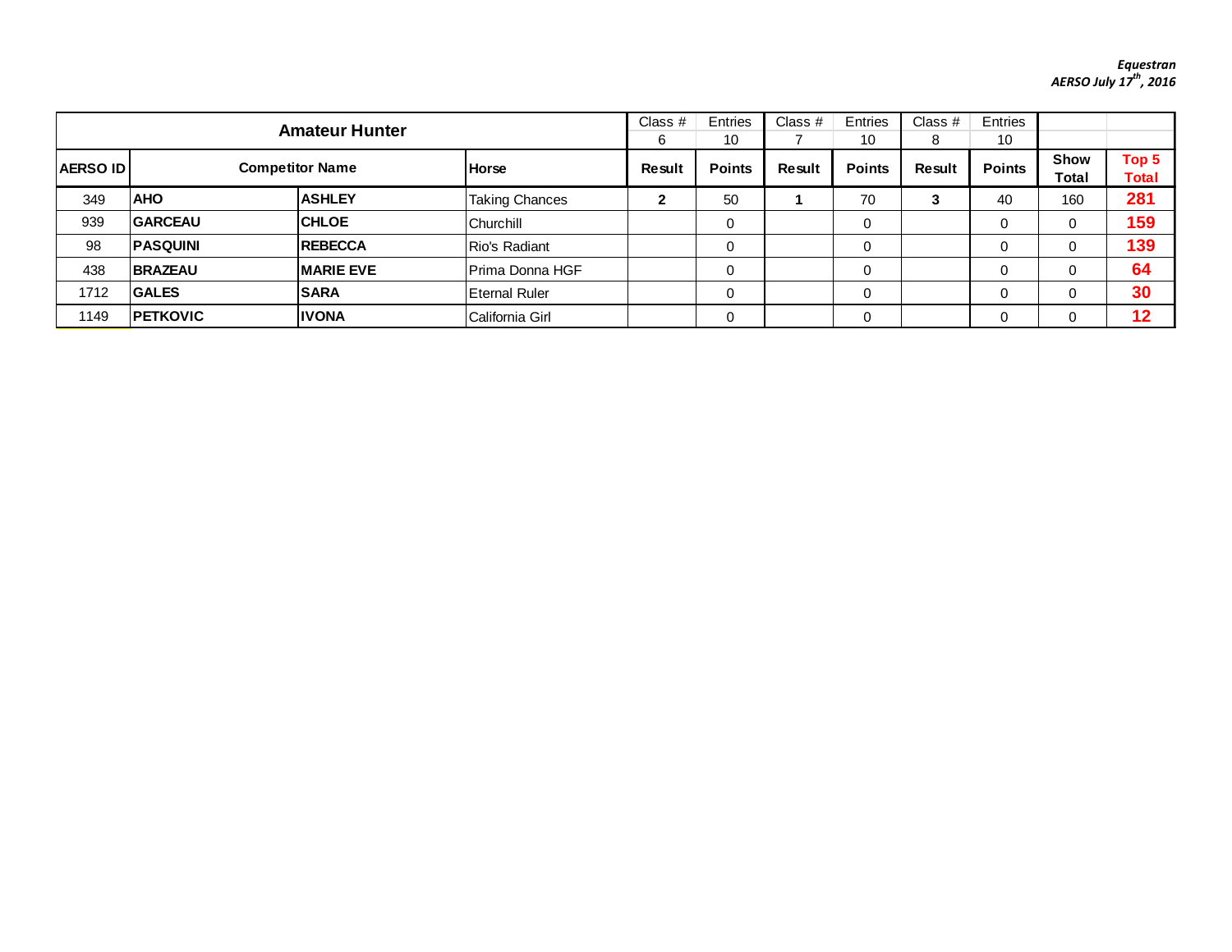*Equestran*
*AERSO July 17th, 2016*

| Amateur Hunter | | | | Class # 6 | Entries 10 | Class # 7 | Entries 10 | Class # 8 | Entries 10 | | |
|---|---|---|---|---|---|---|---|---|---|---|---|
| **AERSO ID** | **Competitor Name** | | **Horse** | **Result** | **Points** | **Result** | **Points** | **Result** | **Points** | **Show Total** | **Top 5 Total** |
| 349 | **AHO** | **ASHLEY** | Taking Chances | **2** | 50 | **1** | 70 | **3** | 40 | 160 | **281** |
| 939 | **GARCEAU** | **CHLOE** | Churchill | | 0 | | 0 | | 0 | 0 | **159** |
| 98 | **PASQUINI** | **REBECCA** | Rio's Radiant | | 0 | | 0 | | 0 | 0 | **139** |
| 438 | **BRAZEAU** | **MARIE EVE** | Prima Donna HGF | | 0 | | 0 | | 0 | 0 | **64** |
| 1712 | **GALES** | **SARA** | Eternal Ruler | | 0 | | 0 | | 0 | 0 | **30** |
| 1149 | **PETKOVIC** | **IVONA** | California Girl | | 0 | | 0 | | 0 | 0 | **12** |